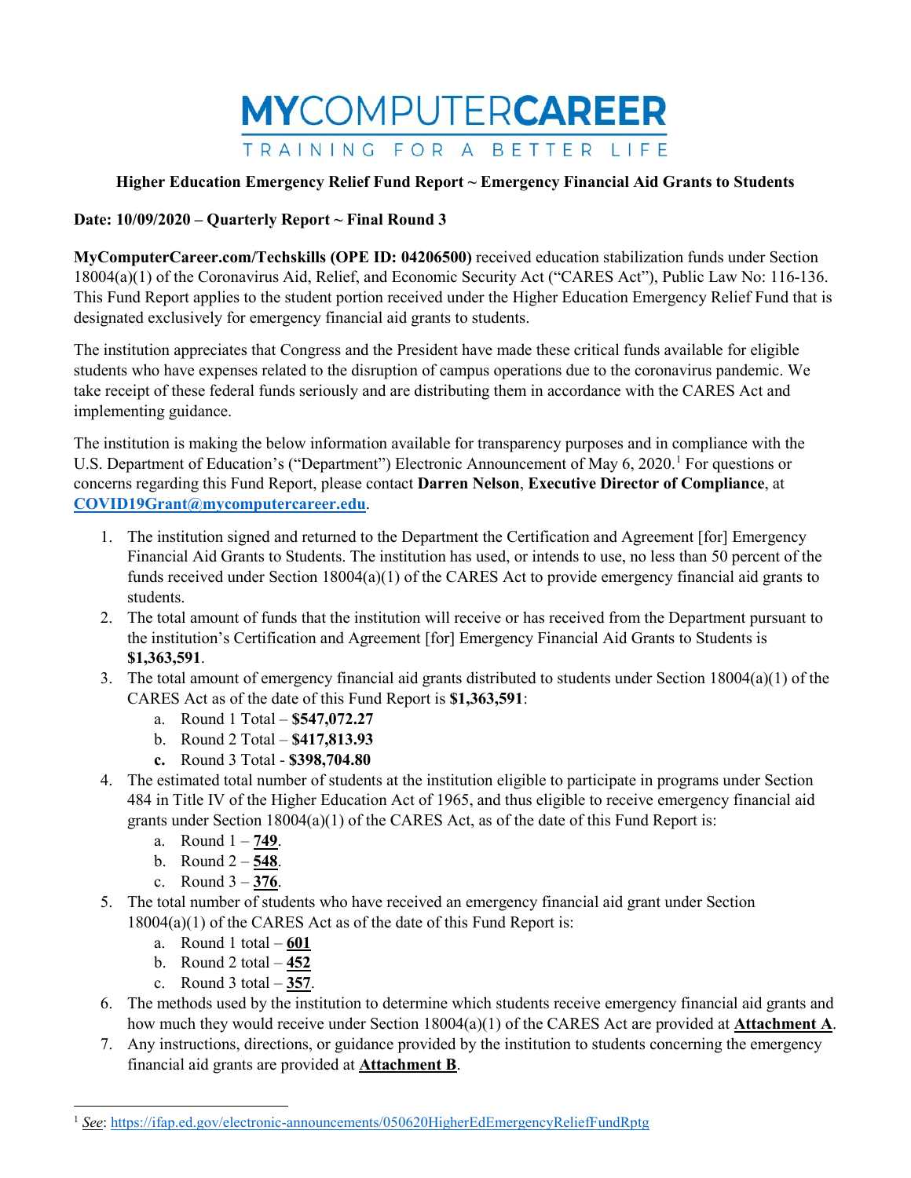# MYCOMPUTERCAREER

TRAINING FOR A BETTER LIFE

**Higher Education Emergency Relief Fund Report ~ Emergency Financial Aid Grants to Students**

**Date: 10/09/2020 – Quarterly Report ~ Final Round 3**

**MyComputerCareer.com/Techskills (OPE ID: 04206500)** received education stabilization funds under Section 18004(a)(1) of the Coronavirus Aid, Relief, and Economic Security Act ("CARES Act"), Public Law No: 116-136. This Fund Report applies to the student portion received under the Higher Education Emergency Relief Fund that is designated exclusively for emergency financial aid grants to students.

The institution appreciates that Congress and the President have made these critical funds available for eligible students who have expenses related to the disruption of campus operations due to the coronavirus pandemic. We take receipt of these federal funds seriously and are distributing them in accordance with the CARES Act and implementing guidance.

The institution is making the below information available for transparency purposes and in compliance with the U.S. Department of Education's ("Department") Electronic Announcement of May 6, 2020.[1] For questions or concerns regarding this Fund Report, please contact **Darren Nelson**, **Executive Director of Compliance**, at **COVID19Grant@mycomputercareer.edu**.

1. The institution signed and returned to the Department the Certification and Agreement [for] Emergency Financial Aid Grants to Students. The institution has used, or intends to use, no less than 50 percent of the funds received under Section 18004(a)(1) of the CARES Act to provide emergency financial aid grants to students.
2. The total amount of funds that the institution will receive or has received from the Department pursuant to the institution's Certification and Agreement [for] Emergency Financial Aid Grants to Students is **$1,363,591**.
3. The total amount of emergency financial aid grants distributed to students under Section 18004(a)(1) of the CARES Act as of the date of this Fund Report is **$1,363,591**:
   a. Round 1 Total – **$547,072.27**
   b. Round 2 Total – **$417,813.93**
   **c.** Round 3 Total - **$398,704.80**
4. The estimated total number of students at the institution eligible to participate in programs under Section 484 in Title IV of the Higher Education Act of 1965, and thus eligible to receive emergency financial aid grants under Section 18004(a)(1) of the CARES Act, as of the date of this Fund Report is:
   a. Round 1 – **749**.
   b. Round 2 – **548**.
   c. Round 3 – **376**.
5. The total number of students who have received an emergency financial aid grant under Section 18004(a)(1) of the CARES Act as of the date of this Fund Report is:
   a. Round 1 total – **601**
   b. Round 2 total – **452**
   c. Round 3 total – **357**.
6. The methods used by the institution to determine which students receive emergency financial aid grants and how much they would receive under Section 18004(a)(1) of the CARES Act are provided at **Attachment A**.
7. Any instructions, directions, or guidance provided by the institution to students concerning the emergency financial aid grants are provided at **Attachment B**.

[1] *See*: https://ifap.ed.gov/electronic-announcements/050620HigherEdEmergencyReliefFundRptg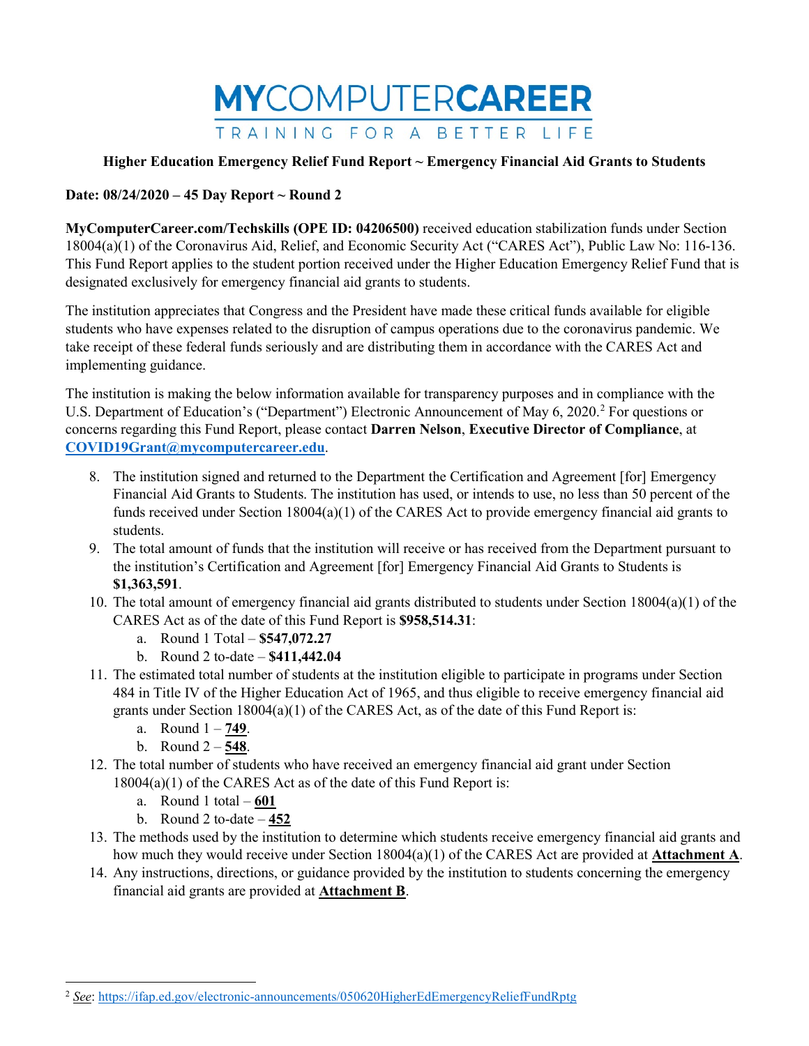# MYCOMPUTERCAREER

TRAINING FOR A BETTER LIFE

**Higher Education Emergency Relief Fund Report ~ Emergency Financial Aid Grants to Students**

**Date: 08/24/2020 – 45 Day Report ~ Round 2**

**MyComputerCareer.com/Techskills (OPE ID: 04206500)** received education stabilization funds under Section 18004(a)(1) of the Coronavirus Aid, Relief, and Economic Security Act ("CARES Act"), Public Law No: 116-136. This Fund Report applies to the student portion received under the Higher Education Emergency Relief Fund that is designated exclusively for emergency financial aid grants to students.

The institution appreciates that Congress and the President have made these critical funds available for eligible students who have expenses related to the disruption of campus operations due to the coronavirus pandemic. We take receipt of these federal funds seriously and are distributing them in accordance with the CARES Act and implementing guidance.

The institution is making the below information available for transparency purposes and in compliance with the U.S. Department of Education's ("Department") Electronic Announcement of May 6, 2020.[2] For questions or concerns regarding this Fund Report, please contact **Darren Nelson**, **Executive Director of Compliance**, at **COVID19Grant@mycomputercareer.edu**.

8. The institution signed and returned to the Department the Certification and Agreement [for] Emergency Financial Aid Grants to Students. The institution has used, or intends to use, no less than 50 percent of the funds received under Section 18004(a)(1) of the CARES Act to provide emergency financial aid grants to students.
9. The total amount of funds that the institution will receive or has received from the Department pursuant to the institution's Certification and Agreement [for] Emergency Financial Aid Grants to Students is **$1,363,591**.
10. The total amount of emergency financial aid grants distributed to students under Section 18004(a)(1) of the CARES Act as of the date of this Fund Report is **$958,514.31**:
    a. Round 1 Total – **$547,072.27**
    b. Round 2 to-date – **$411,442.04**
11. The estimated total number of students at the institution eligible to participate in programs under Section 484 in Title IV of the Higher Education Act of 1965, and thus eligible to receive emergency financial aid grants under Section 18004(a)(1) of the CARES Act, as of the date of this Fund Report is:
    a. Round 1 – **749**.
    b. Round 2 – **548**.
12. The total number of students who have received an emergency financial aid grant under Section 18004(a)(1) of the CARES Act as of the date of this Fund Report is:
    a. Round 1 total – **601**
    b. Round 2 to-date – **452**
13. The methods used by the institution to determine which students receive emergency financial aid grants and how much they would receive under Section 18004(a)(1) of the CARES Act are provided at **Attachment A**.
14. Any instructions, directions, or guidance provided by the institution to students concerning the emergency financial aid grants are provided at **Attachment B**.

---

[2] *See*: https://ifap.ed.gov/electronic-announcements/050620HigherEdEmergencyReliefFundRptg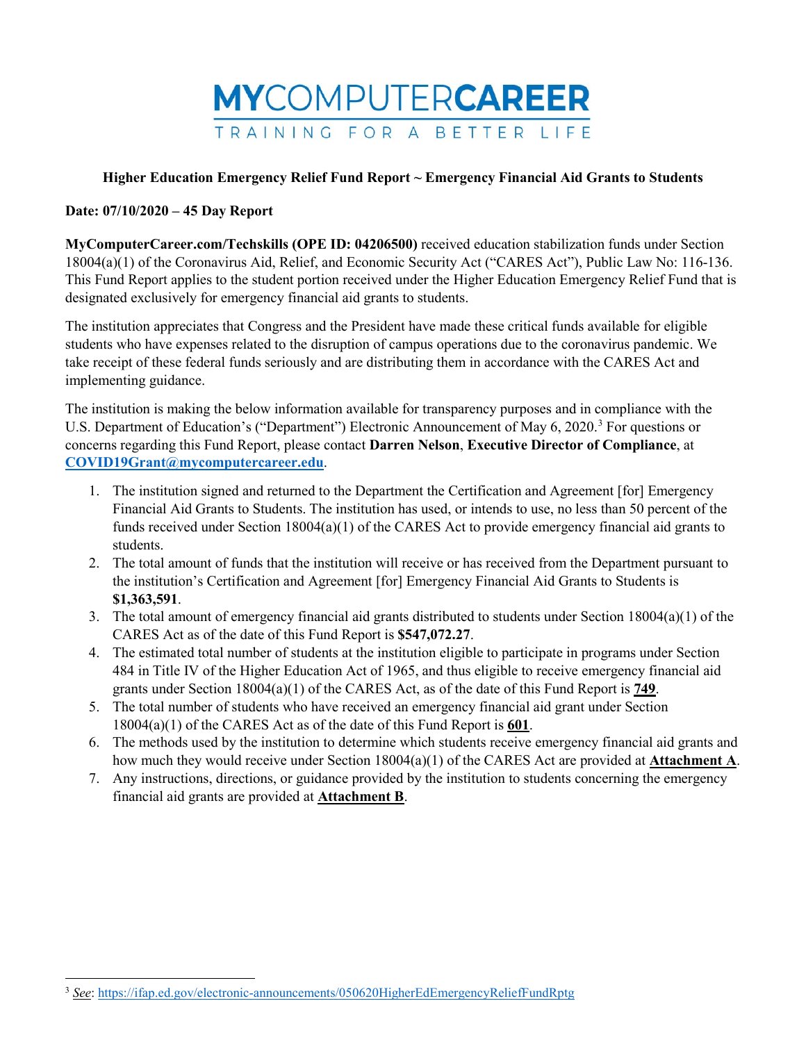**MYCOMPUTERCAREER**

TRAINING FOR A BETTER LIFE

**Higher Education Emergency Relief Fund Report ~ Emergency Financial Aid Grants to Students**

**Date: 07/10/2020 – 45 Day Report**

**MyComputerCareer.com/Techskills (OPE ID: 04206500)** received education stabilization funds under Section 18004(a)(1) of the Coronavirus Aid, Relief, and Economic Security Act ("CARES Act"), Public Law No: 116-136. This Fund Report applies to the student portion received under the Higher Education Emergency Relief Fund that is designated exclusively for emergency financial aid grants to students.

The institution appreciates that Congress and the President have made these critical funds available for eligible students who have expenses related to the disruption of campus operations due to the coronavirus pandemic. We take receipt of these federal funds seriously and are distributing them in accordance with the CARES Act and implementing guidance.

The institution is making the below information available for transparency purposes and in compliance with the U.S. Department of Education's ("Department") Electronic Announcement of May 6, 2020.[3] For questions or concerns regarding this Fund Report, please contact **Darren Nelson**, **Executive Director of Compliance**, at **COVID19Grant@mycomputercareer.edu**.

1. The institution signed and returned to the Department the Certification and Agreement [for] Emergency Financial Aid Grants to Students. The institution has used, or intends to use, no less than 50 percent of the funds received under Section 18004(a)(1) of the CARES Act to provide emergency financial aid grants to students.
2. The total amount of funds that the institution will receive or has received from the Department pursuant to the institution's Certification and Agreement [for] Emergency Financial Aid Grants to Students is **$1,363,591**.
3. The total amount of emergency financial aid grants distributed to students under Section 18004(a)(1) of the CARES Act as of the date of this Fund Report is **$547,072.27**.
4. The estimated total number of students at the institution eligible to participate in programs under Section 484 in Title IV of the Higher Education Act of 1965, and thus eligible to receive emergency financial aid grants under Section 18004(a)(1) of the CARES Act, as of the date of this Fund Report is **749**.
5. The total number of students who have received an emergency financial aid grant under Section 18004(a)(1) of the CARES Act as of the date of this Fund Report is **601**.
6. The methods used by the institution to determine which students receive emergency financial aid grants and how much they would receive under Section 18004(a)(1) of the CARES Act are provided at **Attachment A**.
7. Any instructions, directions, or guidance provided by the institution to students concerning the emergency financial aid grants are provided at **Attachment B**.

---

[3] *See*: https://ifap.ed.gov/electronic-announcements/050620HigherEdEmergencyReliefFundRptg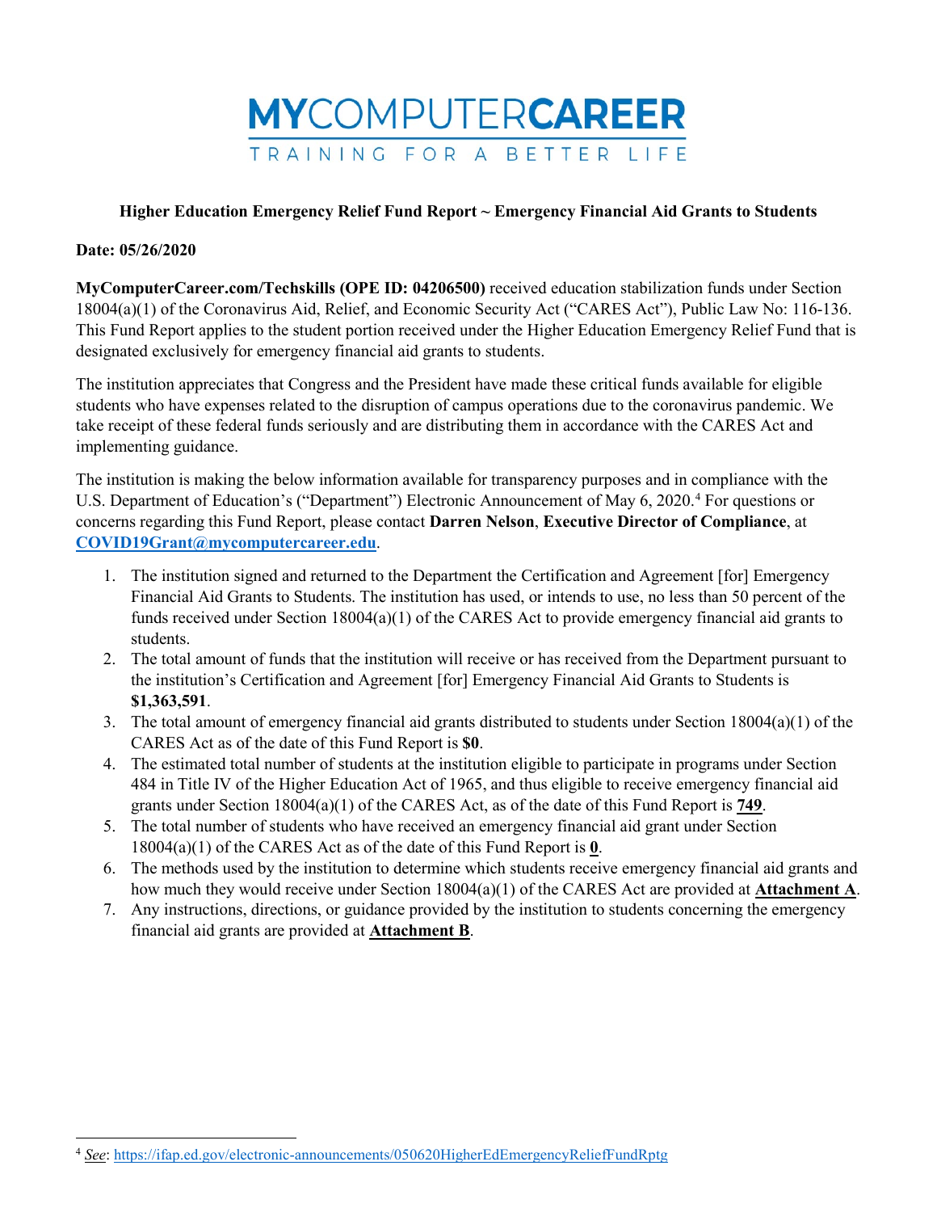# MYCOMPUTERCAREER

TRAINING FOR A BETTER LIFE

**Higher Education Emergency Relief Fund Report ~ Emergency Financial Aid Grants to Students**

**Date: 05/26/2020**

**MyComputerCareer.com/Techskills (OPE ID: 04206500)** received education stabilization funds under Section 18004(a)(1) of the Coronavirus Aid, Relief, and Economic Security Act ("CARES Act"), Public Law No: 116-136. This Fund Report applies to the student portion received under the Higher Education Emergency Relief Fund that is designated exclusively for emergency financial aid grants to students.

The institution appreciates that Congress and the President have made these critical funds available for eligible students who have expenses related to the disruption of campus operations due to the coronavirus pandemic. We take receipt of these federal funds seriously and are distributing them in accordance with the CARES Act and implementing guidance.

The institution is making the below information available for transparency purposes and in compliance with the U.S. Department of Education's ("Department") Electronic Announcement of May 6, 2020.[4] For questions or concerns regarding this Fund Report, please contact **Darren Nelson**, **Executive Director of Compliance**, at **COVID19Grant@mycomputercareer.edu**.

1. The institution signed and returned to the Department the Certification and Agreement [for] Emergency Financial Aid Grants to Students. The institution has used, or intends to use, no less than 50 percent of the funds received under Section 18004(a)(1) of the CARES Act to provide emergency financial aid grants to students.
2. The total amount of funds that the institution will receive or has received from the Department pursuant to the institution's Certification and Agreement [for] Emergency Financial Aid Grants to Students is **$1,363,591**.
3. The total amount of emergency financial aid grants distributed to students under Section 18004(a)(1) of the CARES Act as of the date of this Fund Report is **$0**.
4. The estimated total number of students at the institution eligible to participate in programs under Section 484 in Title IV of the Higher Education Act of 1965, and thus eligible to receive emergency financial aid grants under Section 18004(a)(1) of the CARES Act, as of the date of this Fund Report is **749**.
5. The total number of students who have received an emergency financial aid grant under Section 18004(a)(1) of the CARES Act as of the date of this Fund Report is **0**.
6. The methods used by the institution to determine which students receive emergency financial aid grants and how much they would receive under Section 18004(a)(1) of the CARES Act are provided at **Attachment A**.
7. Any instructions, directions, or guidance provided by the institution to students concerning the emergency financial aid grants are provided at **Attachment B**.

[4] *See*: https://ifap.ed.gov/electronic-announcements/050620HigherEdEmergencyReliefFundRptg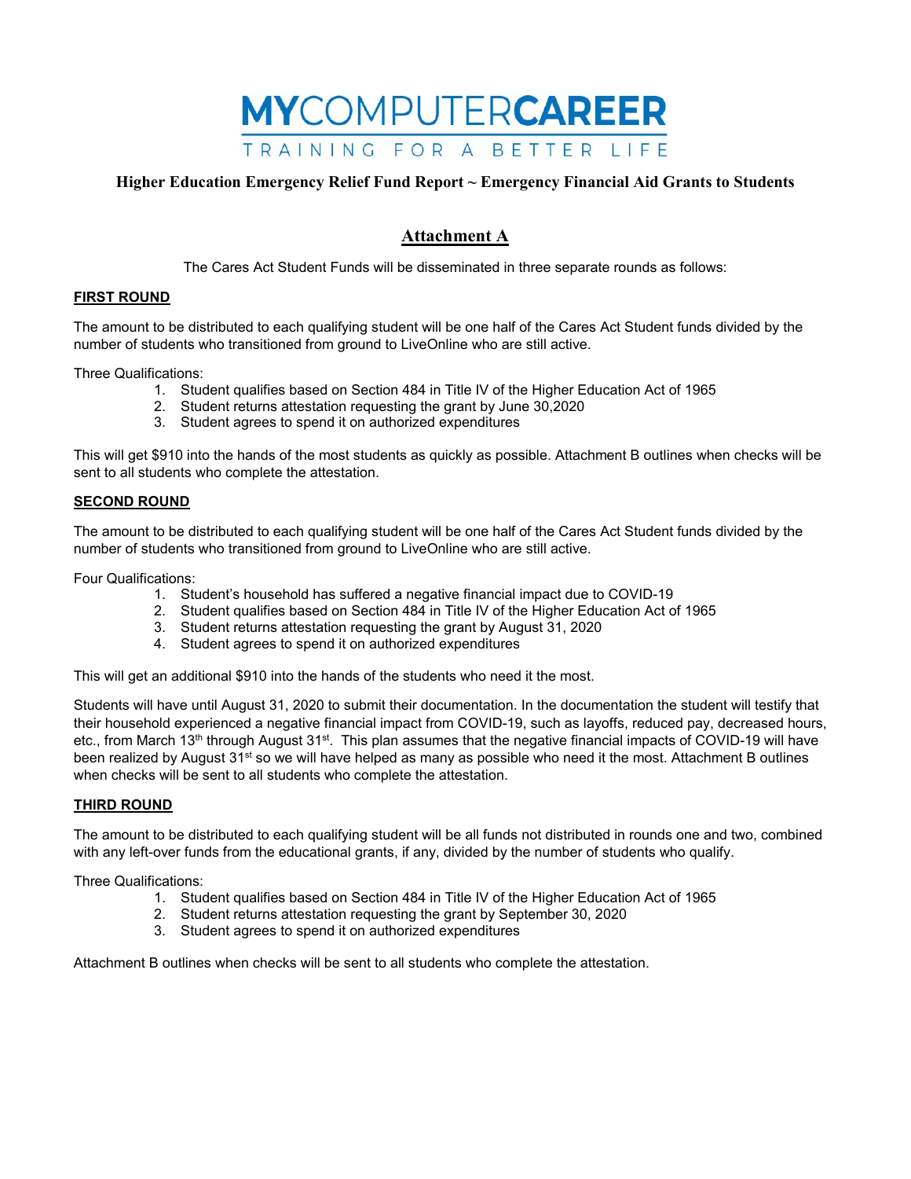# MYCOMPUTERCAREER

TRAINING FOR A BETTER LIFE

## Higher Education Emergency Relief Fund Report ~ Emergency Financial Aid Grants to Students

## Attachment A

The Cares Act Student Funds will be disseminated in three separate rounds as follows:

### FIRST ROUND

The amount to be distributed to each qualifying student will be one half of the Cares Act Student funds divided by the number of students who transitioned from ground to LiveOnline who are still active.

Three Qualifications:

1. Student qualifies based on Section 484 in Title IV of the Higher Education Act of 1965
2. Student returns attestation requesting the grant by June 30,2020
3. Student agrees to spend it on authorized expenditures

This will get $910 into the hands of the most students as quickly as possible. Attachment B outlines when checks will be sent to all students who complete the attestation.

### SECOND ROUND

The amount to be distributed to each qualifying student will be one half of the Cares Act Student funds divided by the number of students who transitioned from ground to LiveOnline who are still active.

Four Qualifications:

1. Student's household has suffered a negative financial impact due to COVID-19
2. Student qualifies based on Section 484 in Title IV of the Higher Education Act of 1965
3. Student returns attestation requesting the grant by August 31, 2020
4. Student agrees to spend it on authorized expenditures

This will get an additional $910 into the hands of the students who need it the most.

Students will have until August 31, 2020 to submit their documentation. In the documentation the student will testify that their household experienced a negative financial impact from COVID-19, such as layoffs, reduced pay, decreased hours, etc., from March 13th through August 31st. This plan assumes that the negative financial impacts of COVID-19 will have been realized by August 31st so we will have helped as many as possible who need it the most. Attachment B outlines when checks will be sent to all students who complete the attestation.

### THIRD ROUND

The amount to be distributed to each qualifying student will be all funds not distributed in rounds one and two, combined with any left-over funds from the educational grants, if any, divided by the number of students who qualify.

Three Qualifications:

1. Student qualifies based on Section 484 in Title IV of the Higher Education Act of 1965
2. Student returns attestation requesting the grant by September 30, 2020
3. Student agrees to spend it on authorized expenditures

Attachment B outlines when checks will be sent to all students who complete the attestation.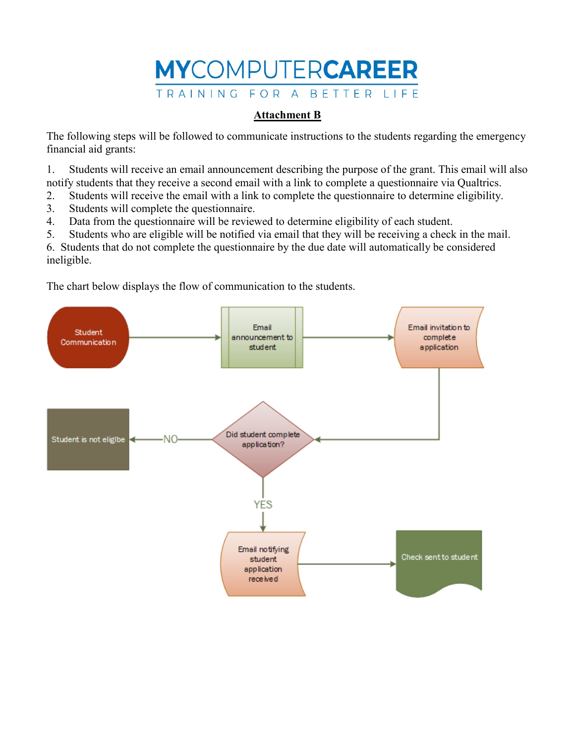MYCOMPUTERCAREER

TRAINING FOR A BETTER LIFE

**Attachment B**

The following steps will be followed to communicate instructions to the students regarding the emergency financial aid grants:

1. Students will receive an email announcement describing the purpose of the grant. This email will also notify students that they receive a second email with a link to complete a questionnaire via Qualtrics.
2. Students will receive the email with a link to complete the questionnaire to determine eligibility.
3. Students will complete the questionnaire.
4. Data from the questionnaire will be reviewed to determine eligibility of each student.
5. Students who are eligible will be notified via email that they will be receiving a check in the mail.
6. Students that do not complete the questionnaire by the due date will automatically be considered ineligible.

The chart below displays the flow of communication to the students.

Student Communication → Email announcement to student → Email invitation to complete application → Did student complete application?

NO → Student is not eligibe

YES → Email notifying student application received → Check sent to student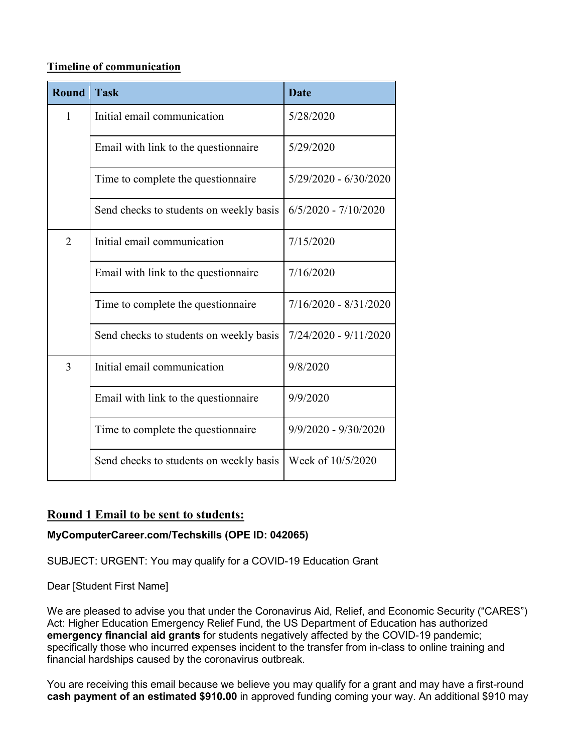**Timeline of communication**

| Round | Task | Date |
|---|---|---|
| 1 | Initial email communication | 5/28/2020 |
| | Email with link to the questionnaire | 5/29/2020 |
| | Time to complete the questionnaire | 5/29/2020 - 6/30/2020 |
| | Send checks to students on weekly basis | 6/5/2020 - 7/10/2020 |
| 2 | Initial email communication | 7/15/2020 |
| | Email with link to the questionnaire | 7/16/2020 |
| | Time to complete the questionnaire | 7/16/2020 - 8/31/2020 |
| | Send checks to students on weekly basis | 7/24/2020 - 9/11/2020 |
| 3 | Initial email communication | 9/8/2020 |
| | Email with link to the questionnaire | 9/9/2020 |
| | Time to complete the questionnaire | 9/9/2020 - 9/30/2020 |
| | Send checks to students on weekly basis | Week of 10/5/2020 |

## Round 1 Email to be sent to students:

**MyComputerCareer.com/Techskills (OPE ID: 042065)**

SUBJECT: URGENT: You may qualify for a COVID-19 Education Grant

Dear [Student First Name]

We are pleased to advise you that under the Coronavirus Aid, Relief, and Economic Security ("CARES") Act: Higher Education Emergency Relief Fund, the US Department of Education has authorized **emergency financial aid grants** for students negatively affected by the COVID-19 pandemic; specifically those who incurred expenses incident to the transfer from in-class to online training and financial hardships caused by the coronavirus outbreak.

You are receiving this email because we believe you may qualify for a grant and may have a first-round **cash payment of an estimated $910.00** in approved funding coming your way. An additional $910 may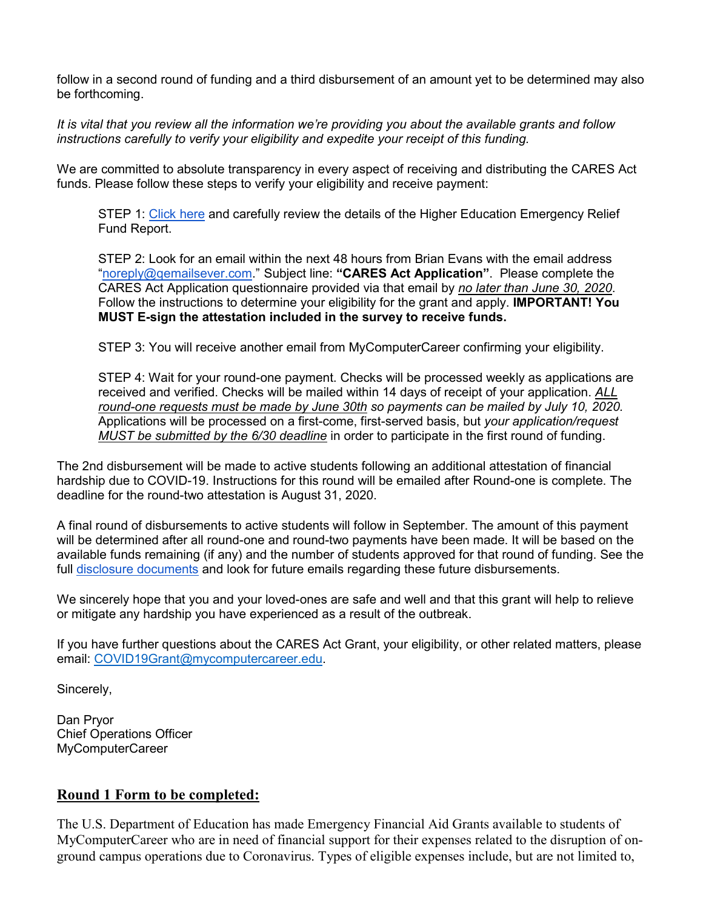follow in a second round of funding and a third disbursement of an amount yet to be determined may also be forthcoming.

*It is vital that you review all the information we're providing you about the available grants and follow instructions carefully to verify your eligibility and expedite your receipt of this funding.*

We are committed to absolute transparency in every aspect of receiving and distributing the CARES Act funds. Please follow these steps to verify your eligibility and receive payment:

> STEP 1: Click here and carefully review the details of the Higher Education Emergency Relief Fund Report.
>
> STEP 2: Look for an email within the next 48 hours from Brian Evans with the email address "noreply@qemailsever.com." Subject line: **"CARES Act Application"**. Please complete the CARES Act Application questionnaire provided via that email by ***no later than June 30, 2020***. Follow the instructions to determine your eligibility for the grant and apply. **IMPORTANT! You MUST E-sign the attestation included in the survey to receive funds.**
>
> STEP 3: You will receive another email from MyComputerCareer confirming your eligibility.
>
> STEP 4: Wait for your round-one payment. Checks will be processed weekly as applications are received and verified. Checks will be mailed within 14 days of receipt of your application. *ALL round-one requests must be made by June 30th so payments can be mailed by July 10, 2020*. Applications will be processed on a first-come, first-served basis, but *your application/request MUST be submitted by the 6/30 deadline* in order to participate in the first round of funding.

The 2nd disbursement will be made to active students following an additional attestation of financial hardship due to COVID-19. Instructions for this round will be emailed after Round-one is complete. The deadline for the round-two attestation is August 31, 2020.

A final round of disbursements to active students will follow in September. The amount of this payment will be determined after all round-one and round-two payments have been made. It will be based on the available funds remaining (if any) and the number of students approved for that round of funding. See the full disclosure documents and look for future emails regarding these future disbursements.

We sincerely hope that you and your loved-ones are safe and well and that this grant will help to relieve or mitigate any hardship you have experienced as a result of the outbreak.

If you have further questions about the CARES Act Grant, your eligibility, or other related matters, please email: COVID19Grant@mycomputercareer.edu.

Sincerely,

Dan Pryor
Chief Operations Officer
MyComputerCareer

## Round 1 Form to be completed:

The U.S. Department of Education has made Emergency Financial Aid Grants available to students of MyComputerCareer who are in need of financial support for their expenses related to the disruption of on-ground campus operations due to Coronavirus. Types of eligible expenses include, but are not limited to,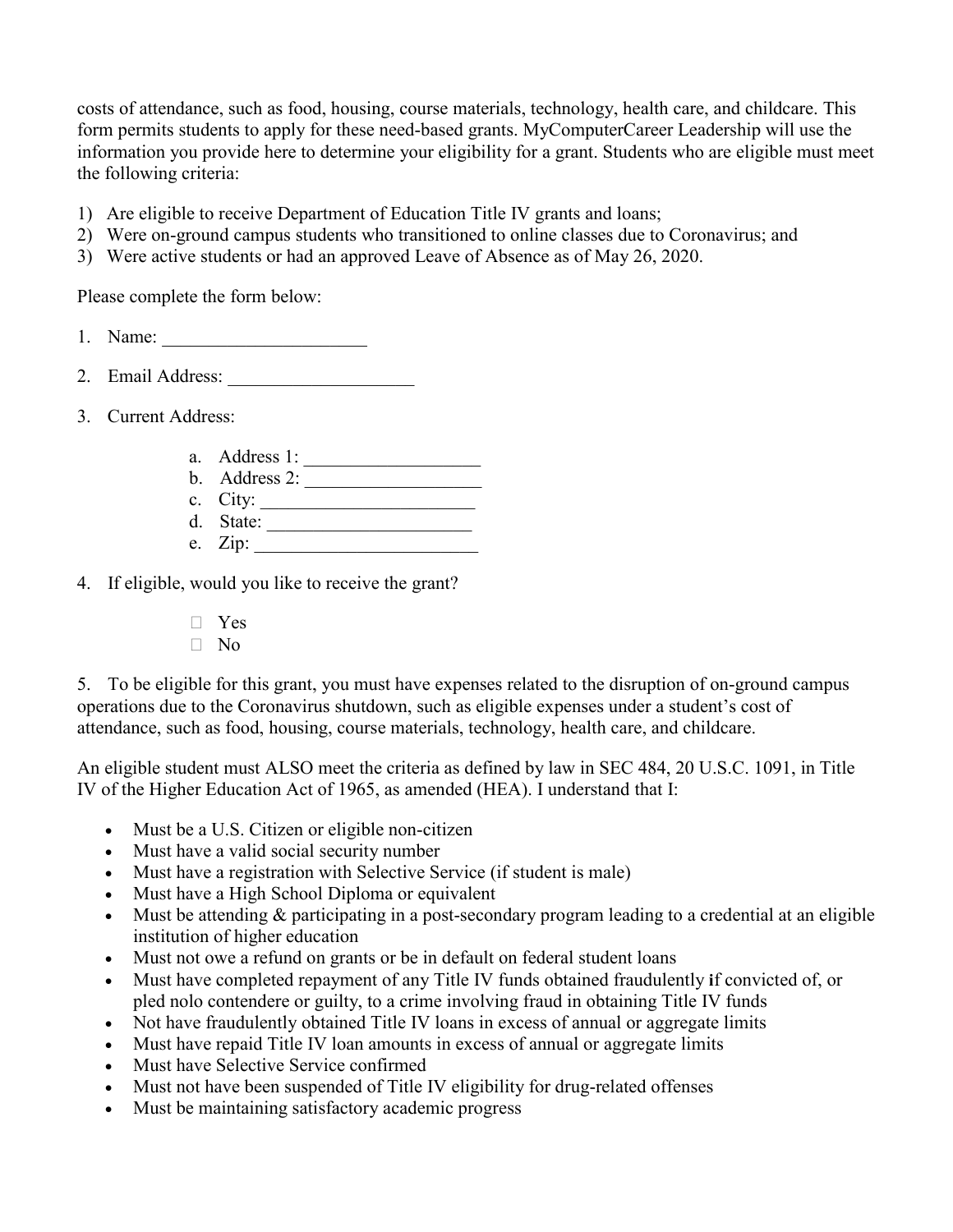costs of attendance, such as food, housing, course materials, technology, health care, and childcare. This form permits students to apply for these need-based grants. MyComputerCareer Leadership will use the information you provide here to determine your eligibility for a grant. Students who are eligible must meet the following criteria:

1) Are eligible to receive Department of Education Title IV grants and loans;
2) Were on-ground campus students who transitioned to online classes due to Coronavirus; and
3) Were active students or had an approved Leave of Absence as of May 26, 2020.

Please complete the form below:

1. Name: ______________________

2. Email Address: ____________________

3. Current Address:

    a. Address 1: ___________________
    b. Address 2: ___________________
    c. City: _______________________
    d. State: ______________________
    e. Zip: ________________________

4. If eligible, would you like to receive the grant?

    - ☐ Yes
    - ☐ No

5. To be eligible for this grant, you must have expenses related to the disruption of on-ground campus operations due to the Coronavirus shutdown, such as eligible expenses under a student's cost of attendance, such as food, housing, course materials, technology, health care, and childcare.

An eligible student must ALSO meet the criteria as defined by law in SEC 484, 20 U.S.C. 1091, in Title IV of the Higher Education Act of 1965, as amended (HEA). I understand that I:

- Must be a U.S. Citizen or eligible non-citizen
- Must have a valid social security number
- Must have a registration with Selective Service (if student is male)
- Must have a High School Diploma or equivalent
- Must be attending & participating in a post-secondary program leading to a credential at an eligible institution of higher education
- Must not owe a refund on grants or be in default on federal student loans
- Must have completed repayment of any Title IV funds obtained fraudulently if convicted of, or pled nolo contendere or guilty, to a crime involving fraud in obtaining Title IV funds
- Not have fraudulently obtained Title IV loans in excess of annual or aggregate limits
- Must have repaid Title IV loan amounts in excess of annual or aggregate limits
- Must have Selective Service confirmed
- Must not have been suspended of Title IV eligibility for drug-related offenses
- Must be maintaining satisfactory academic progress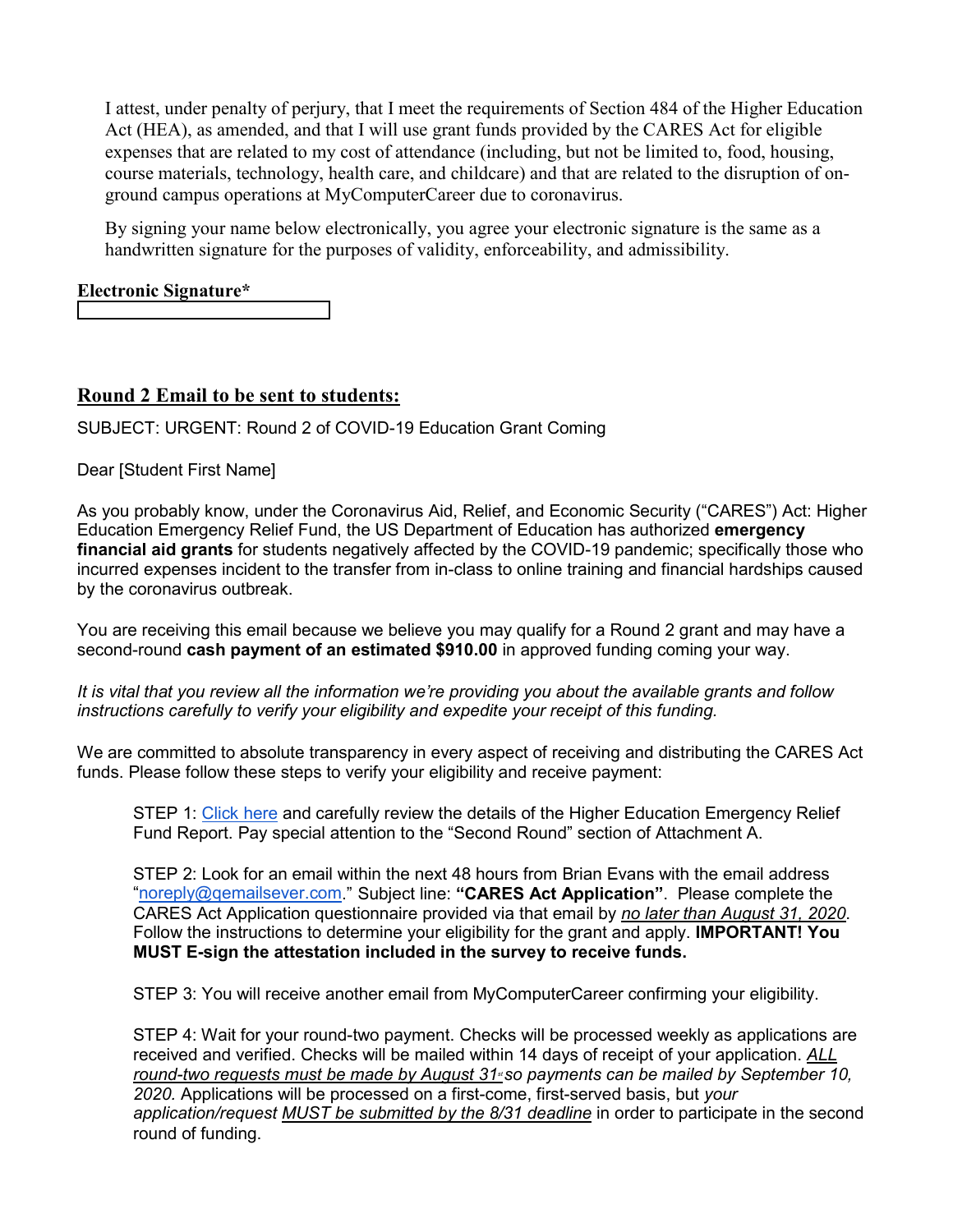I attest, under penalty of perjury, that I meet the requirements of Section 484 of the Higher Education Act (HEA), as amended, and that I will use grant funds provided by the CARES Act for eligible expenses that are related to my cost of attendance (including, but not be limited to, food, housing, course materials, technology, health care, and childcare) and that are related to the disruption of on-ground campus operations at MyComputerCareer due to coronavirus.

By signing your name below electronically, you agree your electronic signature is the same as a handwritten signature for the purposes of validity, enforceability, and admissibility.

**Electronic Signature***

## Round 2 Email to be sent to students:

SUBJECT: URGENT: Round 2 of COVID-19 Education Grant Coming

Dear [Student First Name]

As you probably know, under the Coronavirus Aid, Relief, and Economic Security ("CARES") Act: Higher Education Emergency Relief Fund, the US Department of Education has authorized **emergency financial aid grants** for students negatively affected by the COVID-19 pandemic; specifically those who incurred expenses incident to the transfer from in-class to online training and financial hardships caused by the coronavirus outbreak.

You are receiving this email because we believe you may qualify for a Round 2 grant and may have a second-round **cash payment of an estimated $910.00** in approved funding coming your way.

*It is vital that you review all the information we're providing you about the available grants and follow instructions carefully to verify your eligibility and expedite your receipt of this funding.*

We are committed to absolute transparency in every aspect of receiving and distributing the CARES Act funds. Please follow these steps to verify your eligibility and receive payment:

STEP 1: Click here and carefully review the details of the Higher Education Emergency Relief Fund Report. Pay special attention to the "Second Round" section of Attachment A.

STEP 2: Look for an email within the next 48 hours from Brian Evans with the email address "noreply@qemailsever.com." Subject line: **"CARES Act Application"**. Please complete the CARES Act Application questionnaire provided via that email by *no later than August 31, 2020*. Follow the instructions to determine your eligibility for the grant and apply. **IMPORTANT! You MUST E-sign the attestation included in the survey to receive funds.**

STEP 3: You will receive another email from MyComputerCareer confirming your eligibility.

STEP 4: Wait for your round-two payment. Checks will be processed weekly as applications are received and verified. Checks will be mailed within 14 days of receipt of your application. *ALL round-two requests must be made by August 31st so payments can be mailed by September 10, 2020.* Applications will be processed on a first-come, first-served basis, but *your application/request MUST be submitted by the 8/31 deadline* in order to participate in the second round of funding.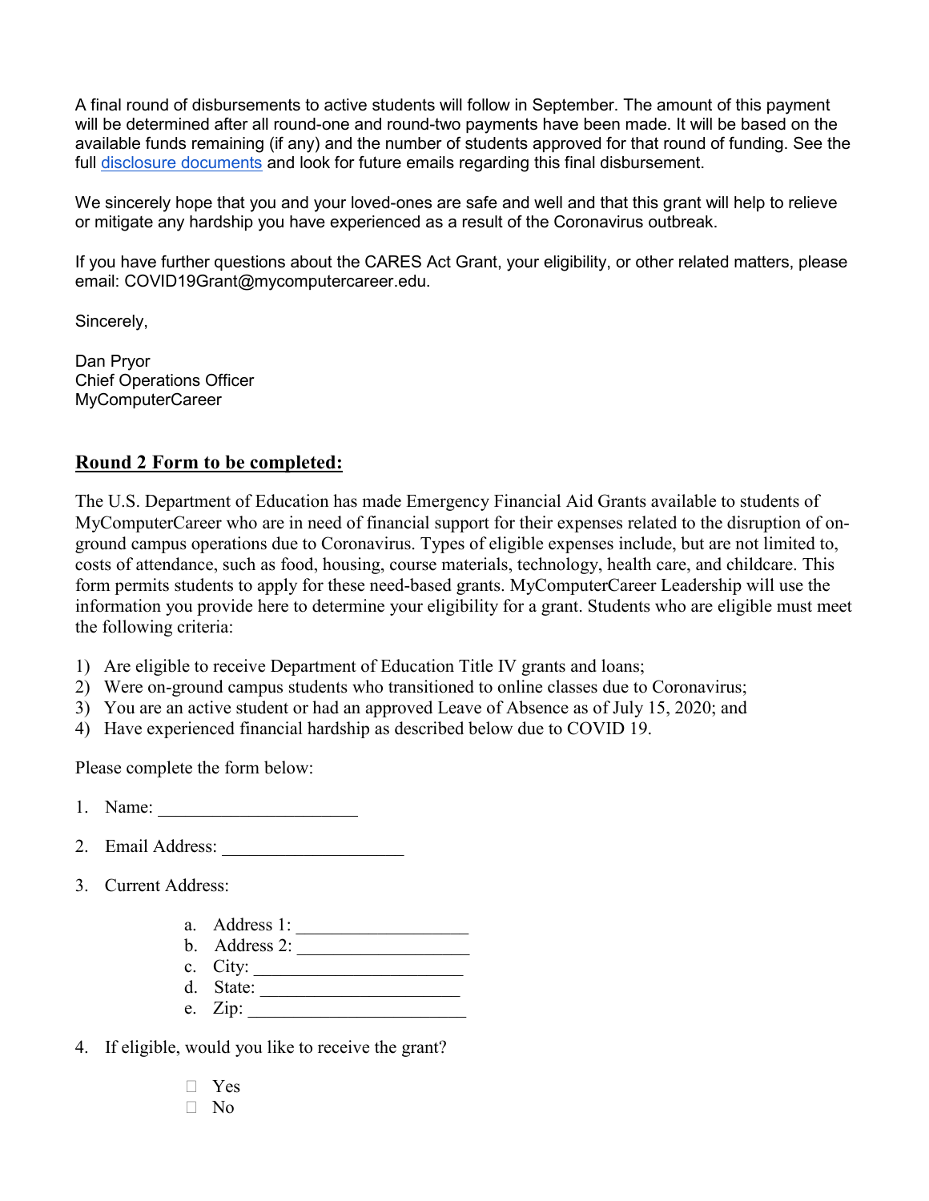A final round of disbursements to active students will follow in September. The amount of this payment will be determined after all round-one and round-two payments have been made. It will be based on the available funds remaining (if any) and the number of students approved for that round of funding. See the full disclosure documents and look for future emails regarding this final disbursement.

We sincerely hope that you and your loved-ones are safe and well and that this grant will help to relieve or mitigate any hardship you have experienced as a result of the Coronavirus outbreak.

If you have further questions about the CARES Act Grant, your eligibility, or other related matters, please email: COVID19Grant@mycomputercareer.edu.

Sincerely,

Dan Pryor
Chief Operations Officer
MyComputerCareer

## **Round 2 Form to be completed:**

The U.S. Department of Education has made Emergency Financial Aid Grants available to students of MyComputerCareer who are in need of financial support for their expenses related to the disruption of on-ground campus operations due to Coronavirus. Types of eligible expenses include, but are not limited to, costs of attendance, such as food, housing, course materials, technology, health care, and childcare. This form permits students to apply for these need-based grants. MyComputerCareer Leadership will use the information you provide here to determine your eligibility for a grant. Students who are eligible must meet the following criteria:

1) Are eligible to receive Department of Education Title IV grants and loans;
2) Were on-ground campus students who transitioned to online classes due to Coronavirus;
3) You are an active student or had an approved Leave of Absence as of July 15, 2020; and
4) Have experienced financial hardship as described below due to COVID 19.

Please complete the form below:

1. Name: ____________________
2. Email Address: ____________________
3. Current Address:
   a. Address 1: ____________________
   b. Address 2: ____________________
   c. City: ____________________
   d. State: ____________________
   e. Zip: ____________________
4. If eligible, would you like to receive the grant?
   - ☐ Yes
   - ☐ No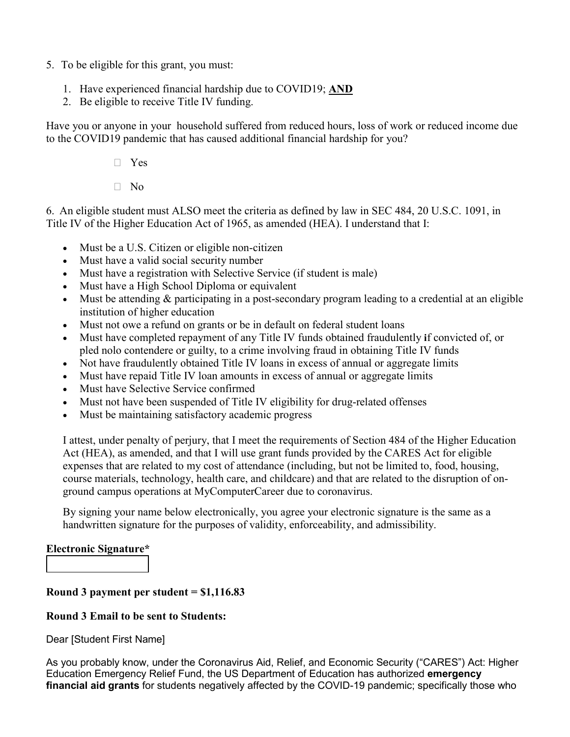5. To be eligible for this grant, you must:

   1. Have experienced financial hardship due to COVID19; **AND**
   2. Be eligible to receive Title IV funding.

Have you or anyone in your household suffered from reduced hours, loss of work or reduced income due to the COVID19 pandemic that has caused additional financial hardship for you?

- ☐ Yes
- ☐ No

6. An eligible student must ALSO meet the criteria as defined by law in SEC 484, 20 U.S.C. 1091, in Title IV of the Higher Education Act of 1965, as amended (HEA). I understand that I:

- Must be a U.S. Citizen or eligible non-citizen
- Must have a valid social security number
- Must have a registration with Selective Service (if student is male)
- Must have a High School Diploma or equivalent
- Must be attending & participating in a post-secondary program leading to a credential at an eligible institution of higher education
- Must not owe a refund on grants or be in default on federal student loans
- Must have completed repayment of any Title IV funds obtained fraudulently if convicted of, or pled nolo contendere or guilty, to a crime involving fraud in obtaining Title IV funds
- Not have fraudulently obtained Title IV loans in excess of annual or aggregate limits
- Must have repaid Title IV loan amounts in excess of annual or aggregate limits
- Must have Selective Service confirmed
- Must not have been suspended of Title IV eligibility for drug-related offenses
- Must be maintaining satisfactory academic progress

I attest, under penalty of perjury, that I meet the requirements of Section 484 of the Higher Education Act (HEA), as amended, and that I will use grant funds provided by the CARES Act for eligible expenses that are related to my cost of attendance (including, but not be limited to, food, housing, course materials, technology, health care, and childcare) and that are related to the disruption of on-ground campus operations at MyComputerCareer due to coronavirus.

By signing your name below electronically, you agree your electronic signature is the same as a handwritten signature for the purposes of validity, enforceability, and admissibility.

**Electronic Signature***

**Round 3 payment per student = $1,116.83**

**Round 3 Email to be sent to Students:**

Dear [Student First Name]

As you probably know, under the Coronavirus Aid, Relief, and Economic Security ("CARES") Act: Higher Education Emergency Relief Fund, the US Department of Education has authorized **emergency financial aid grants** for students negatively affected by the COVID-19 pandemic; specifically those who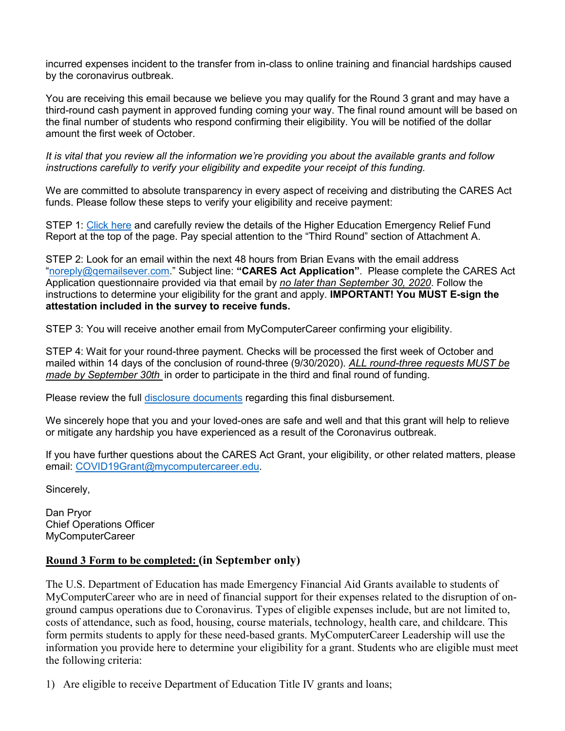incurred expenses incident to the transfer from in-class to online training and financial hardships caused by the coronavirus outbreak.

You are receiving this email because we believe you may qualify for the Round 3 grant and may have a third-round cash payment in approved funding coming your way. The final round amount will be based on the final number of students who respond confirming their eligibility. You will be notified of the dollar amount the first week of October.

*It is vital that you review all the information we're providing you about the available grants and follow instructions carefully to verify your eligibility and expedite your receipt of this funding.*

We are committed to absolute transparency in every aspect of receiving and distributing the CARES Act funds. Please follow these steps to verify your eligibility and receive payment:

STEP 1: Click here and carefully review the details of the Higher Education Emergency Relief Fund Report at the top of the page. Pay special attention to the "Third Round" section of Attachment A.

STEP 2: Look for an email within the next 48 hours from Brian Evans with the email address "noreply@qemailsever.com." Subject line: **"CARES Act Application"**. Please complete the CARES Act Application questionnaire provided via that email by *no later than September 30, 2020*. Follow the instructions to determine your eligibility for the grant and apply. **IMPORTANT! You MUST E-sign the attestation included in the survey to receive funds.**

STEP 3: You will receive another email from MyComputerCareer confirming your eligibility.

STEP 4: Wait for your round-three payment. Checks will be processed the first week of October and mailed within 14 days of the conclusion of round-three (9/30/2020). *ALL round-three requests MUST be made by September 30th* in order to participate in the third and final round of funding.

Please review the full disclosure documents regarding this final disbursement.

We sincerely hope that you and your loved-ones are safe and well and that this grant will help to relieve or mitigate any hardship you have experienced as a result of the Coronavirus outbreak.

If you have further questions about the CARES Act Grant, your eligibility, or other related matters, please email: COVID19Grant@mycomputercareer.edu.

Sincerely,

Dan Pryor
Chief Operations Officer
MyComputerCareer

**Round 3 Form to be completed: (in September only)**

The U.S. Department of Education has made Emergency Financial Aid Grants available to students of MyComputerCareer who are in need of financial support for their expenses related to the disruption of on-ground campus operations due to Coronavirus. Types of eligible expenses include, but are not limited to, costs of attendance, such as food, housing, course materials, technology, health care, and childcare. This form permits students to apply for these need-based grants. MyComputerCareer Leadership will use the information you provide here to determine your eligibility for a grant. Students who are eligible must meet the following criteria:

1) Are eligible to receive Department of Education Title IV grants and loans;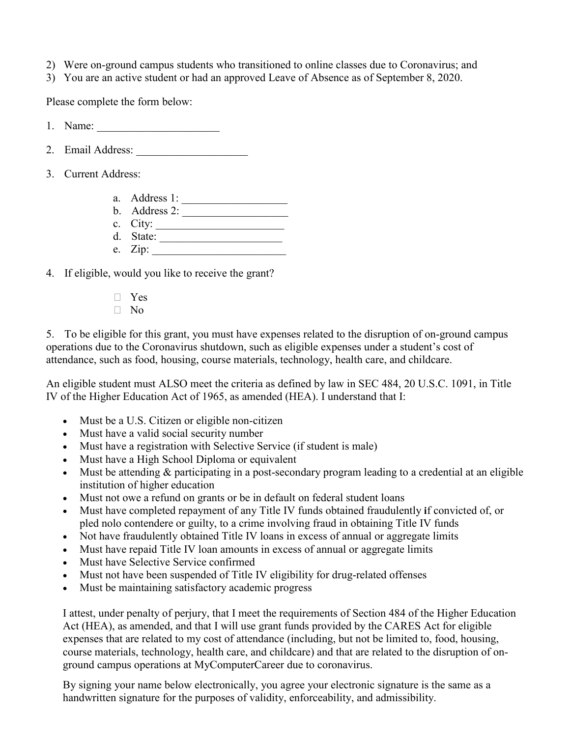2) Were on-ground campus students who transitioned to online classes due to Coronavirus; and
3) You are an active student or had an approved Leave of Absence as of September 8, 2020.

Please complete the form below:

1. Name: ______________________
2. Email Address: ____________________
3. Current Address:
   a. Address 1: ___________________
   b. Address 2: ___________________
   c. City: _______________________
   d. State: ______________________
   e. Zip: ________________________
4. If eligible, would you like to receive the grant?
   - ☐ Yes
   - ☐ No

5. To be eligible for this grant, you must have expenses related to the disruption of on-ground campus operations due to the Coronavirus shutdown, such as eligible expenses under a student's cost of attendance, such as food, housing, course materials, technology, health care, and childcare.

An eligible student must ALSO meet the criteria as defined by law in SEC 484, 20 U.S.C. 1091, in Title IV of the Higher Education Act of 1965, as amended (HEA). I understand that I:

- Must be a U.S. Citizen or eligible non-citizen
- Must have a valid social security number
- Must have a registration with Selective Service (if student is male)
- Must have a High School Diploma or equivalent
- Must be attending & participating in a post-secondary program leading to a credential at an eligible institution of higher education
- Must not owe a refund on grants or be in default on federal student loans
- Must have completed repayment of any Title IV funds obtained fraudulently **i**f convicted of, or pled nolo contendere or guilty, to a crime involving fraud in obtaining Title IV funds
- Not have fraudulently obtained Title IV loans in excess of annual or aggregate limits
- Must have repaid Title IV loan amounts in excess of annual or aggregate limits
- Must have Selective Service confirmed
- Must not have been suspended of Title IV eligibility for drug-related offenses
- Must be maintaining satisfactory academic progress

I attest, under penalty of perjury, that I meet the requirements of Section 484 of the Higher Education Act (HEA), as amended, and that I will use grant funds provided by the CARES Act for eligible expenses that are related to my cost of attendance (including, but not be limited to, food, housing, course materials, technology, health care, and childcare) and that are related to the disruption of on-ground campus operations at MyComputerCareer due to coronavirus.

By signing your name below electronically, you agree your electronic signature is the same as a handwritten signature for the purposes of validity, enforceability, and admissibility.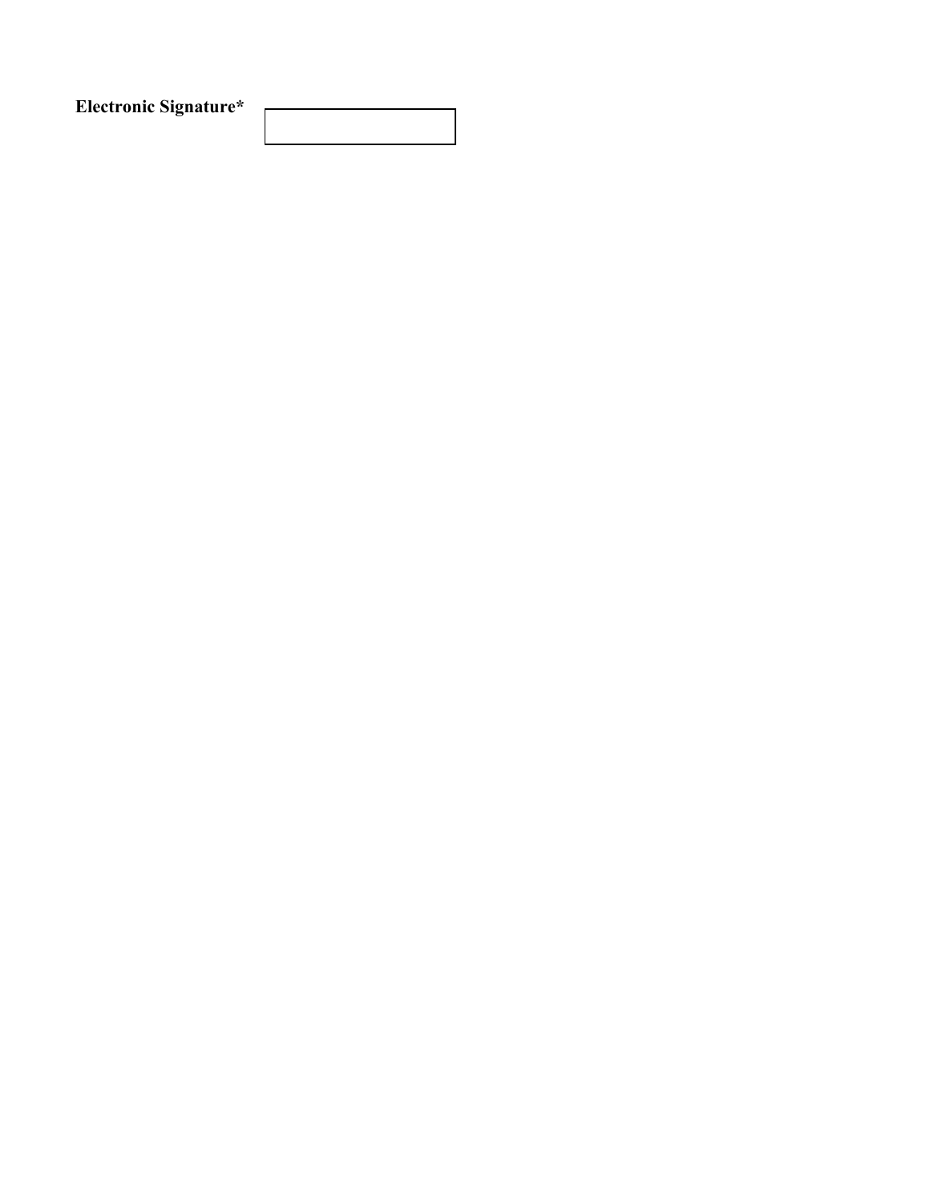**Electronic Signature***